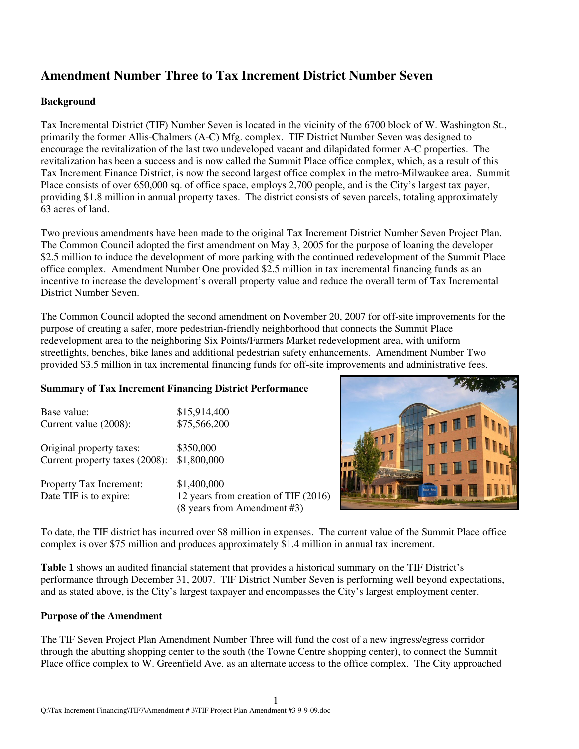# Amendment Number Three to Tax Increment District Number Seven

## Background

Tax Incremental District (TIF) Number Seven is located in the vicinity of the 6700 block of W. Washington St., primarily the former Allis-Chalmers (A-C) Mfg. complex. TIF District Number Seven was designed to encourage the revitalization of the last two undeveloped vacant and dilapidated former A-C properties. The revitalization has been a success and is now called the Summit Place office complex, which, as a result of this Tax Increment Finance District, is now the second largest office complex in the metro-Milwaukee area. Summit Place consists of over 650,000 sq. of office space, employs 2,700 people, and is the City's largest tax payer, providing $1.8 million in annual property taxes. The district consists of seven parcels, totaling approximately 63 acres of land.

Two previous amendments have been made to the original Tax Increment District Number Seven Project Plan. The Common Council adopted the first amendment on May 3, 2005 for the purpose of loaning the developer $2.5 million to induce the development of more parking with the continued redevelopment of the Summit Place office complex. Amendment Number One provided $2.5 million in tax incremental financing funds as an incentive to increase the development's overall property value and reduce the overall term of Tax Incremental District Number Seven.

The Common Council adopted the second amendment on November 20, 2007 for off-site improvements for the purpose of creating a safer, more pedestrian-friendly neighborhood that connects the Summit Place redevelopment area to the neighboring Six Points/Farmers Market redevelopment area, with uniform streetlights, benches, bike lanes and additional pedestrian safety enhancements. Amendment Number Two provided $3.5 million in tax incremental financing funds for off-site improvements and administrative fees.

## Summary of Tax Increment Financing District Performance

| | |
|---|---|
| Base value: | $15,914,400 |
| Current value (2008): | $75,566,200 |
| Original property taxes: | $350,000 |
| Current property taxes (2008): | $1,800,000 |
| Property Tax Increment: | $1,400,000 |
| Date TIF is to expire: | 12 years from creation of TIF (2016) (8 years from Amendment #3) |

To date, the TIF district has incurred over $8 million in expenses. The current value of the Summit Place office complex is over $75 million and produces approximately $1.4 million in annual tax increment.

**Table 1** shows an audited financial statement that provides a historical summary on the TIF District's performance through December 31, 2007. TIF District Number Seven is performing well beyond expectations, and as stated above, is the City's largest taxpayer and encompasses the City's largest employment center.

## Purpose of the Amendment

The TIF Seven Project Plan Amendment Number Three will fund the cost of a new ingress/egress corridor through the abutting shopping center to the south (the Towne Centre shopping center), to connect the Summit Place office complex to W. Greenfield Ave. as an alternate access to the office complex. The City approached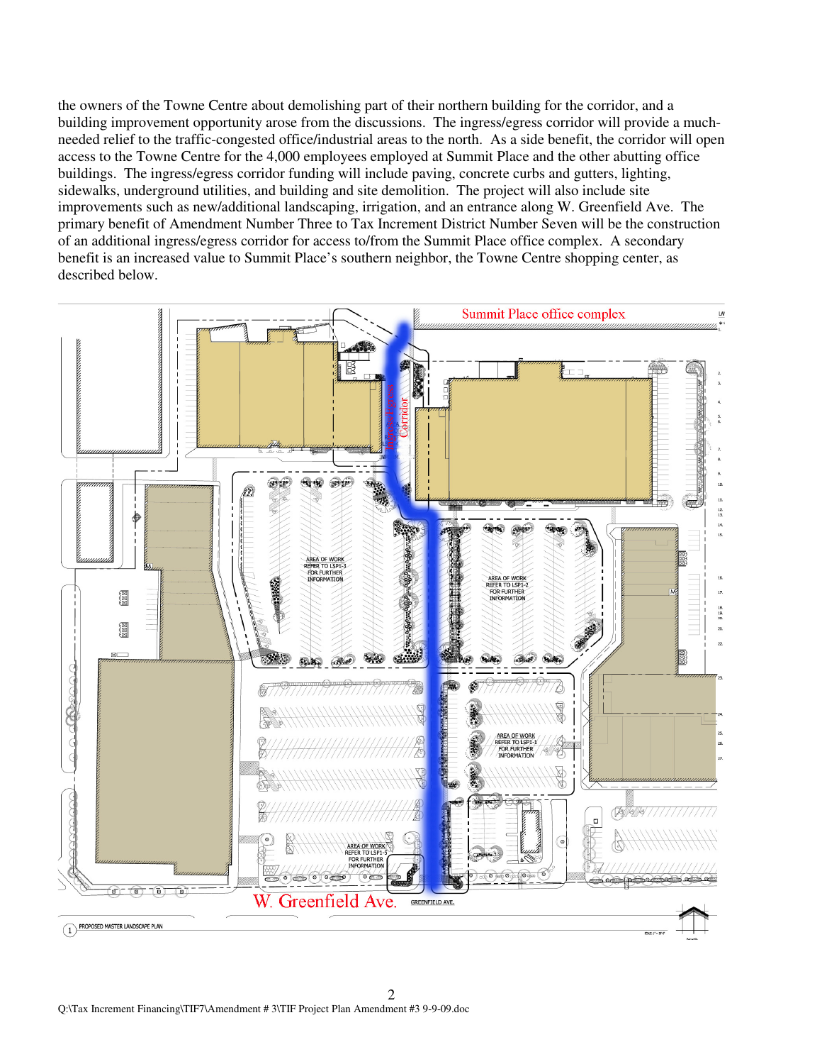the owners of the Towne Centre about demolishing part of their northern building for the corridor, and a building improvement opportunity arose from the discussions. The ingress/egress corridor will provide a much-needed relief to the traffic-congested office/industrial areas to the north. As a side benefit, the corridor will open access to the Towne Centre for the 4,000 employees employed at Summit Place and the other abutting office buildings. The ingress/egress corridor funding will include paving, concrete curbs and gutters, lighting, sidewalks, underground utilities, and building and site demolition. The project will also include site improvements such as new/additional landscaping, irrigation, and an entrance along W. Greenfield Ave. The primary benefit of Amendment Number Three to Tax Increment District Number Seven will be the construction of an additional ingress/egress corridor for access to/from the Summit Place office complex. A secondary benefit is an increased value to Summit Place's southern neighbor, the Towne Centre shopping center, as described below.

Summit Place office complex

Ingress/Egress Corridor

W. Greenfield Ave.

1 PROPOSED MASTER LANDSCAPE PLAN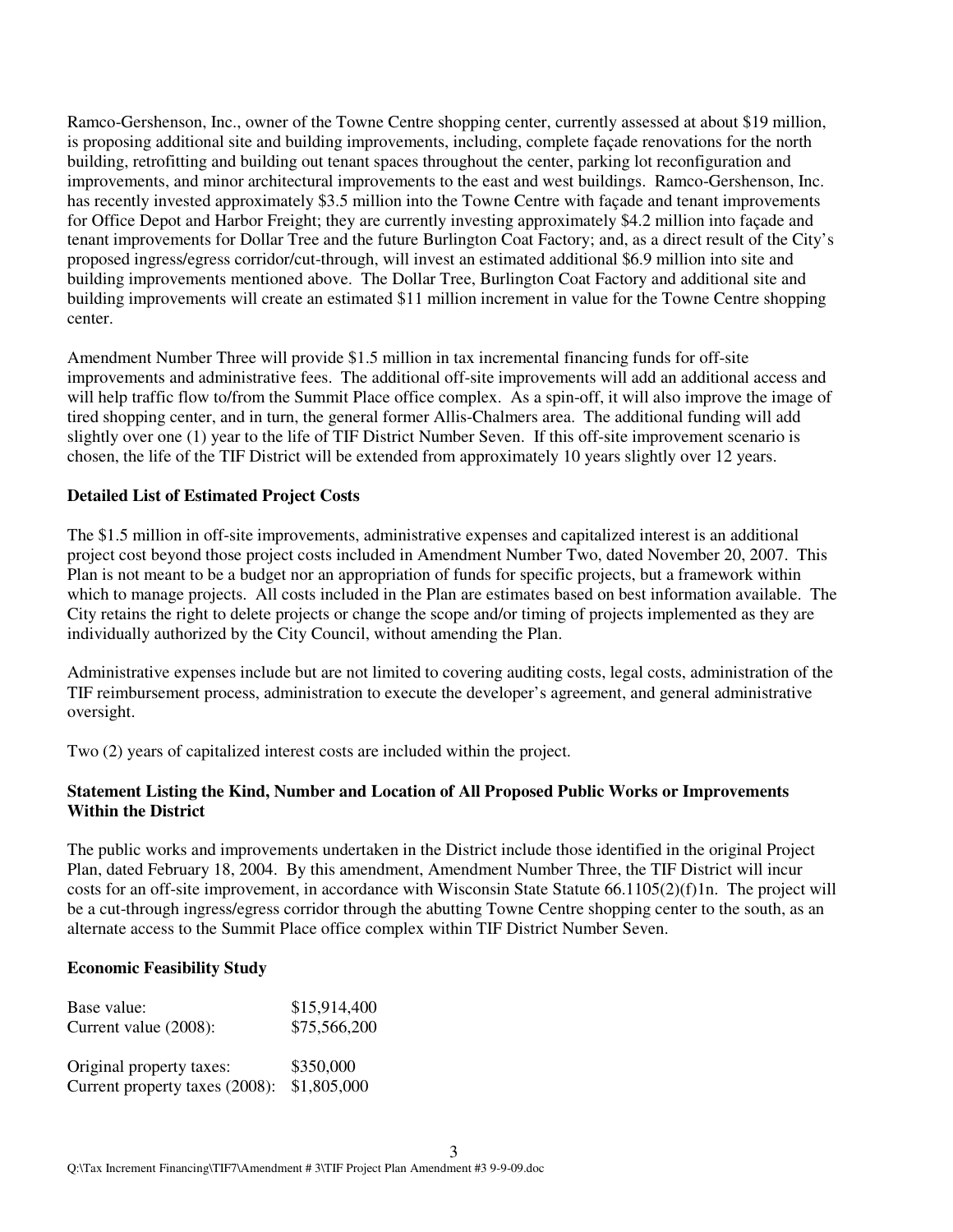Ramco-Gershenson, Inc., owner of the Towne Centre shopping center, currently assessed at about $19 million, is proposing additional site and building improvements, including, complete façade renovations for the north building, retrofitting and building out tenant spaces throughout the center, parking lot reconfiguration and improvements, and minor architectural improvements to the east and west buildings. Ramco-Gershenson, Inc. has recently invested approximately $3.5 million into the Towne Centre with façade and tenant improvements for Office Depot and Harbor Freight; they are currently investing approximately $4.2 million into façade and tenant improvements for Dollar Tree and the future Burlington Coat Factory; and, as a direct result of the City's proposed ingress/egress corridor/cut-through, will invest an estimated additional $6.9 million into site and building improvements mentioned above. The Dollar Tree, Burlington Coat Factory and additional site and building improvements will create an estimated $11 million increment in value for the Towne Centre shopping center.

Amendment Number Three will provide $1.5 million in tax incremental financing funds for off-site improvements and administrative fees. The additional off-site improvements will add an additional access and will help traffic flow to/from the Summit Place office complex. As a spin-off, it will also improve the image of tired shopping center, and in turn, the general former Allis-Chalmers area. The additional funding will add slightly over one (1) year to the life of TIF District Number Seven. If this off-site improvement scenario is chosen, the life of the TIF District will be extended from approximately 10 years slightly over 12 years.

**Detailed List of Estimated Project Costs**

The $1.5 million in off-site improvements, administrative expenses and capitalized interest is an additional project cost beyond those project costs included in Amendment Number Two, dated November 20, 2007. This Plan is not meant to be a budget nor an appropriation of funds for specific projects, but a framework within which to manage projects. All costs included in the Plan are estimates based on best information available. The City retains the right to delete projects or change the scope and/or timing of projects implemented as they are individually authorized by the City Council, without amending the Plan.

Administrative expenses include but are not limited to covering auditing costs, legal costs, administration of the TIF reimbursement process, administration to execute the developer's agreement, and general administrative oversight.

Two (2) years of capitalized interest costs are included within the project.

**Statement Listing the Kind, Number and Location of All Proposed Public Works or Improvements Within the District**

The public works and improvements undertaken in the District include those identified in the original Project Plan, dated February 18, 2004. By this amendment, Amendment Number Three, the TIF District will incur costs for an off-site improvement, in accordance with Wisconsin State Statute 66.1105(2)(f)1n. The project will be a cut-through ingress/egress corridor through the abutting Towne Centre shopping center to the south, as an alternate access to the Summit Place office complex within TIF District Number Seven.

**Economic Feasibility Study**

| | |
|---|---|
| Base value: | $15,914,400 |
| Current value (2008): | $75,566,200 |
| | |
| Original property taxes: | $350,000 |
| Current property taxes (2008): | $1,805,000 |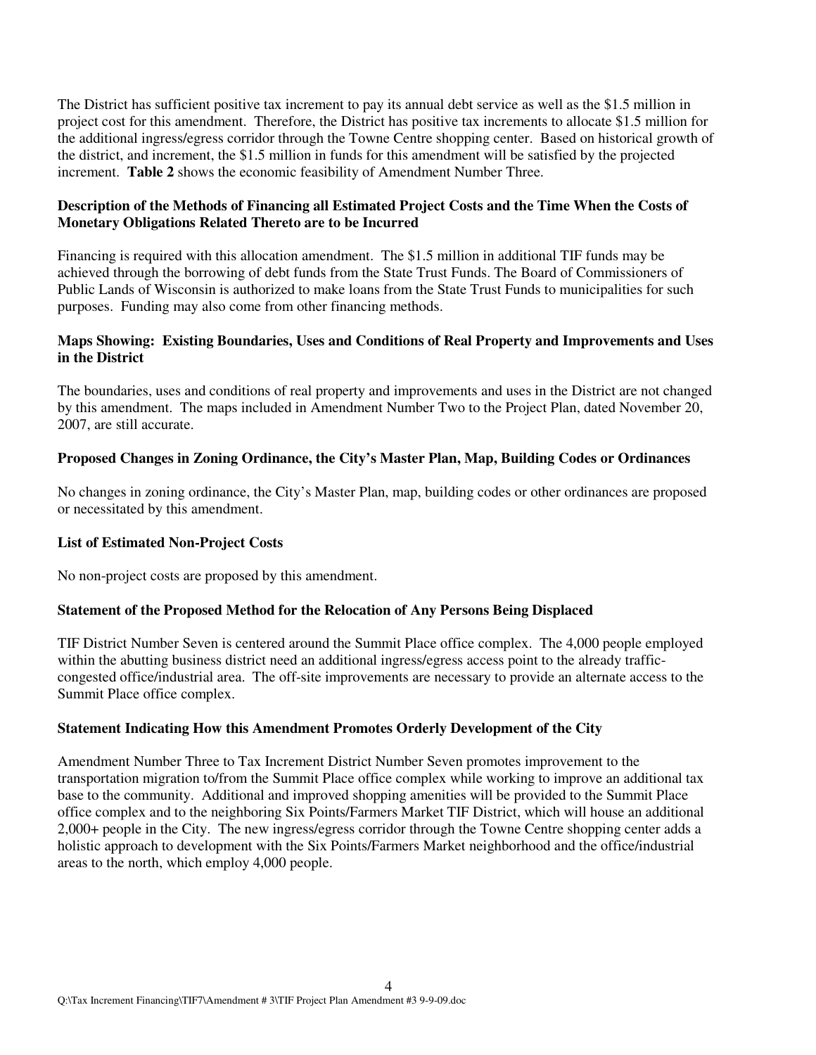The District has sufficient positive tax increment to pay its annual debt service as well as the $1.5 million in project cost for this amendment. Therefore, the District has positive tax increments to allocate $1.5 million for the additional ingress/egress corridor through the Towne Centre shopping center. Based on historical growth of the district, and increment, the $1.5 million in funds for this amendment will be satisfied by the projected increment. **Table 2** shows the economic feasibility of Amendment Number Three.

### Description of the Methods of Financing all Estimated Project Costs and the Time When the Costs of Monetary Obligations Related Thereto are to be Incurred

Financing is required with this allocation amendment. The $1.5 million in additional TIF funds may be achieved through the borrowing of debt funds from the State Trust Funds. The Board of Commissioners of Public Lands of Wisconsin is authorized to make loans from the State Trust Funds to municipalities for such purposes. Funding may also come from other financing methods.

### Maps Showing: Existing Boundaries, Uses and Conditions of Real Property and Improvements and Uses in the District

The boundaries, uses and conditions of real property and improvements and uses in the District are not changed by this amendment. The maps included in Amendment Number Two to the Project Plan, dated November 20, 2007, are still accurate.

### Proposed Changes in Zoning Ordinance, the City's Master Plan, Map, Building Codes or Ordinances

No changes in zoning ordinance, the City's Master Plan, map, building codes or other ordinances are proposed or necessitated by this amendment.

### List of Estimated Non-Project Costs

No non-project costs are proposed by this amendment.

### Statement of the Proposed Method for the Relocation of Any Persons Being Displaced

TIF District Number Seven is centered around the Summit Place office complex. The 4,000 people employed within the abutting business district need an additional ingress/egress access point to the already traffic-congested office/industrial area. The off-site improvements are necessary to provide an alternate access to the Summit Place office complex.

### Statement Indicating How this Amendment Promotes Orderly Development of the City

Amendment Number Three to Tax Increment District Number Seven promotes improvement to the transportation migration to/from the Summit Place office complex while working to improve an additional tax base to the community. Additional and improved shopping amenities will be provided to the Summit Place office complex and to the neighboring Six Points/Farmers Market TIF District, which will house an additional 2,000+ people in the City. The new ingress/egress corridor through the Towne Centre shopping center adds a holistic approach to development with the Six Points/Farmers Market neighborhood and the office/industrial areas to the north, which employ 4,000 people.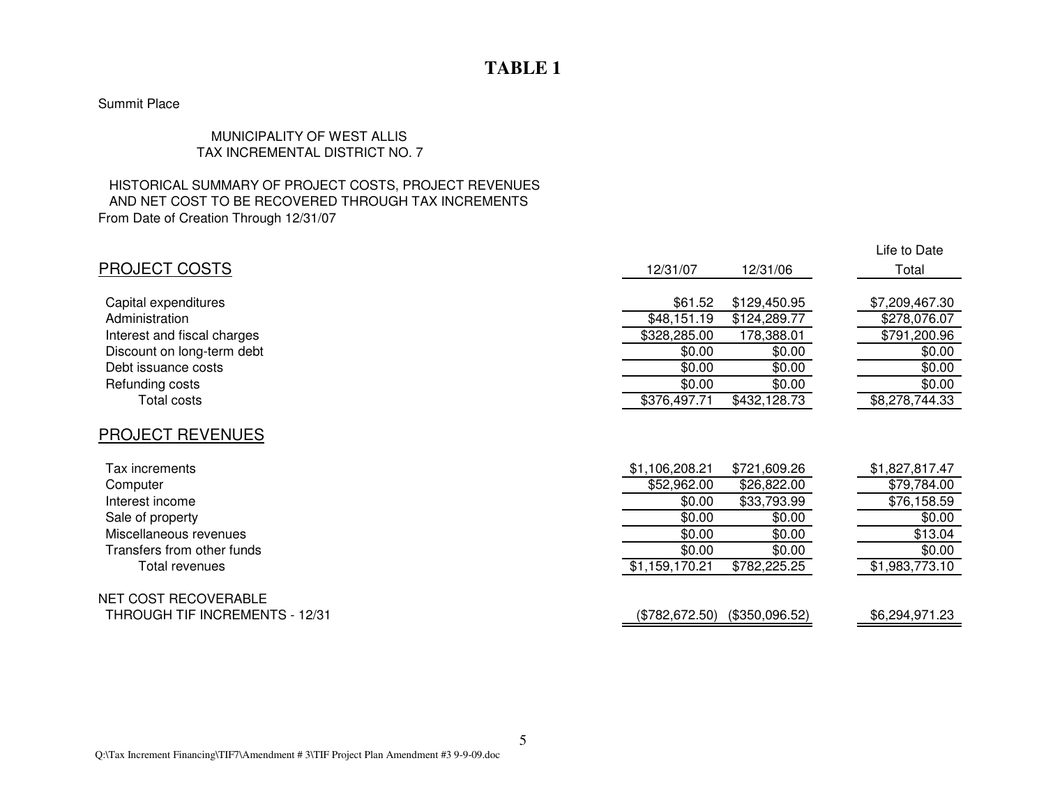# TABLE 1

Summit Place

MUNICIPALITY OF WEST ALLIS
TAX INCREMENTAL DISTRICT NO. 7

HISTORICAL SUMMARY OF PROJECT COSTS, PROJECT REVENUES
AND NET COST TO BE RECOVERED THROUGH TAX INCREMENTS
From Date of Creation Through 12/31/07

| | 12/31/07 | 12/31/06 | Life to Date Total |
|---|---|---|---|
| **PROJECT COSTS** | | | |
| Capital expenditures | $61.52 | $129,450.95 | $7,209,467.30 |
| Administration | $48,151.19 | $124,289.77 | $278,076.07 |
| Interest and fiscal charges | $328,285.00 | 178,388.01 | $791,200.96 |
| Discount on long-term debt | $0.00 | $0.00 | $0.00 |
| Debt issuance costs | $0.00 | $0.00 | $0.00 |
| Refunding costs | $0.00 | $0.00 | $0.00 |
| Total costs | $376,497.71 | $432,128.73 | $8,278,744.33 |
| **PROJECT REVENUES** | | | |
| Tax increments | $1,106,208.21 | $721,609.26 | $1,827,817.47 |
| Computer | $52,962.00 | $26,822.00 | $79,784.00 |
| Interest income | $0.00 | $33,793.99 | $76,158.59 |
| Sale of property | $0.00 | $0.00 | $0.00 |
| Miscellaneous revenues | $0.00 | $0.00 | $13.04 |
| Transfers from other funds | $0.00 | $0.00 | $0.00 |
| Total revenues | $1,159,170.21 | $782,225.25 | $1,983,773.10 |
| NET COST RECOVERABLE THROUGH TIF INCREMENTS - 12/31 | ($782,672.50) | ($350,096.52) | $6,294,971.23 |

Q:\Tax Increment Financing\TIF7\Amendment # 3\TIF Project Plan Amendment #3 9-9-09.doc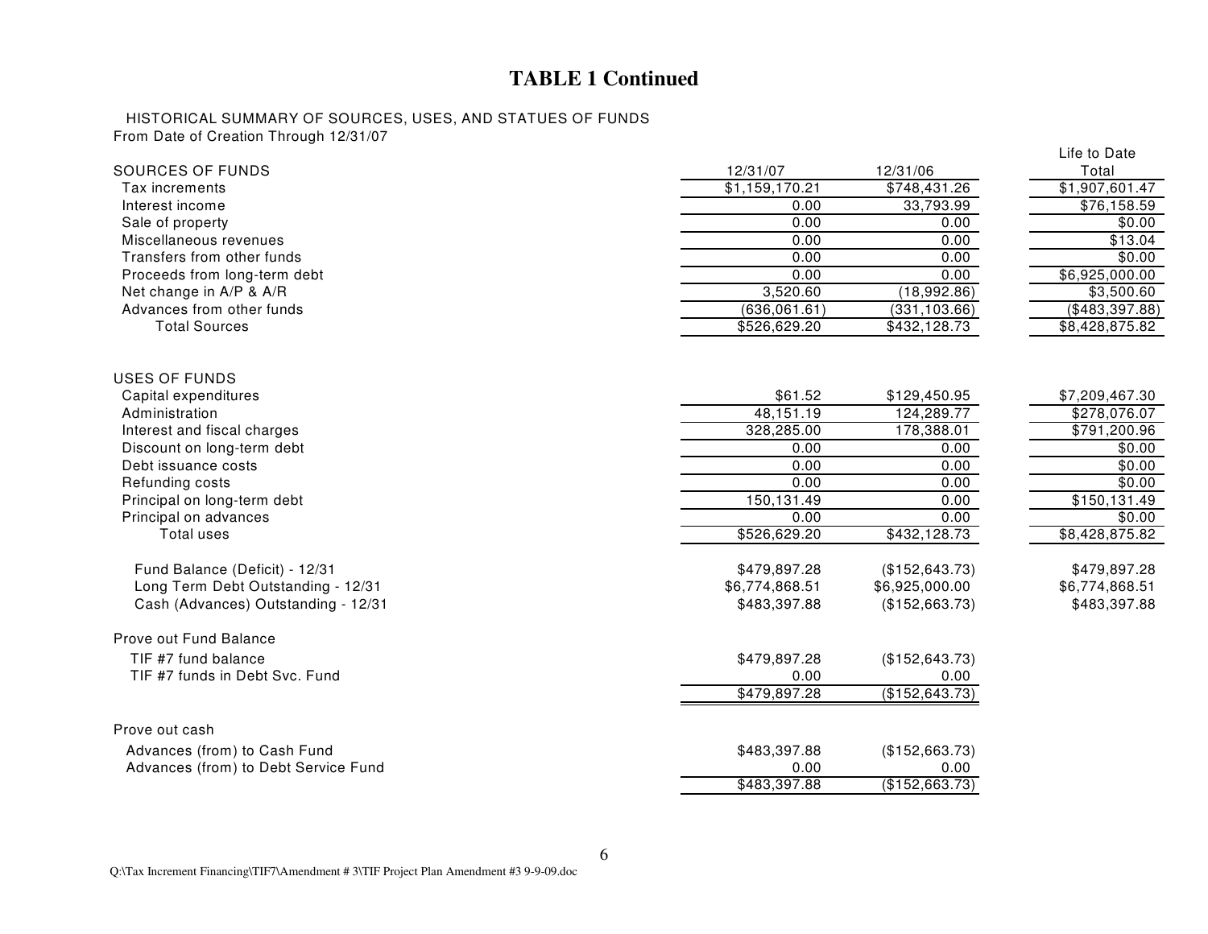# TABLE 1 Continued

HISTORICAL SUMMARY OF SOURCES, USES, AND STATUES OF FUNDS
From Date of Creation Through 12/31/07

| SOURCES OF FUNDS | 12/31/07 | 12/31/06 | Life to Date Total |
|---|---|---|---|
| Tax increments | $1,159,170.21 | $748,431.26 | $1,907,601.47 |
| Interest income | 0.00 | 33,793.99 | $76,158.59 |
| Sale of property | 0.00 | 0.00 | $0.00 |
| Miscellaneous revenues | 0.00 | 0.00 | $13.04 |
| Transfers from other funds | 0.00 | 0.00 | $0.00 |
| Proceeds from long-term debt | 0.00 | 0.00 | $6,925,000.00 |
| Net change in A/P & A/R | 3,520.60 | (18,992.86) | $3,500.60 |
| Advances from other funds | (636,061.61) | (331,103.66) | ($483,397.88) |
| Total Sources | $526,629.20 | $432,128.73 | $8,428,875.82 |

| USES OF FUNDS | 12/31/07 | 12/31/06 | Life to Date Total |
|---|---|---|---|
| Capital expenditures | $61.52 | $129,450.95 | $7,209,467.30 |
| Administration | 48,151.19 | 124,289.77 | $278,076.07 |
| Interest and fiscal charges | 328,285.00 | 178,388.01 | $791,200.96 |
| Discount on long-term debt | 0.00 | 0.00 | $0.00 |
| Debt issuance costs | 0.00 | 0.00 | $0.00 |
| Refunding costs | 0.00 | 0.00 | $0.00 |
| Principal on long-term debt | 150,131.49 | 0.00 | $150,131.49 |
| Principal on advances | 0.00 | 0.00 | $0.00 |
| Total uses | $526,629.20 | $432,128.73 | $8,428,875.82 |
| | | | |
| Fund Balance (Deficit) - 12/31 | $479,897.28 | ($152,643.73) | $479,897.28 |
| Long Term Debt Outstanding - 12/31 | $6,774,868.51 | $6,925,000.00 | $6,774,868.51 |
| Cash (Advances) Outstanding - 12/31 | $483,397.88 | ($152,663.73) | $483,397.88 |

| Prove out Fund Balance | 12/31/07 | 12/31/06 |
|---|---|---|
| TIF #7 fund balance | $479,897.28 | ($152,643.73) |
| TIF #7 funds in Debt Svc. Fund | 0.00 | 0.00 |
| | $479,897.28 | ($152,643.73) |

| Prove out cash | 12/31/07 | 12/31/06 |
|---|---|---|
| Advances (from) to Cash Fund | $483,397.88 | ($152,663.73) |
| Advances (from) to Debt Service Fund | 0.00 | 0.00 |
| | $483,397.88 | ($152,663.73) |

Q:\Tax Increment Financing\TIF7\Amendment # 3\TIF Project Plan Amendment #3 9-9-09.doc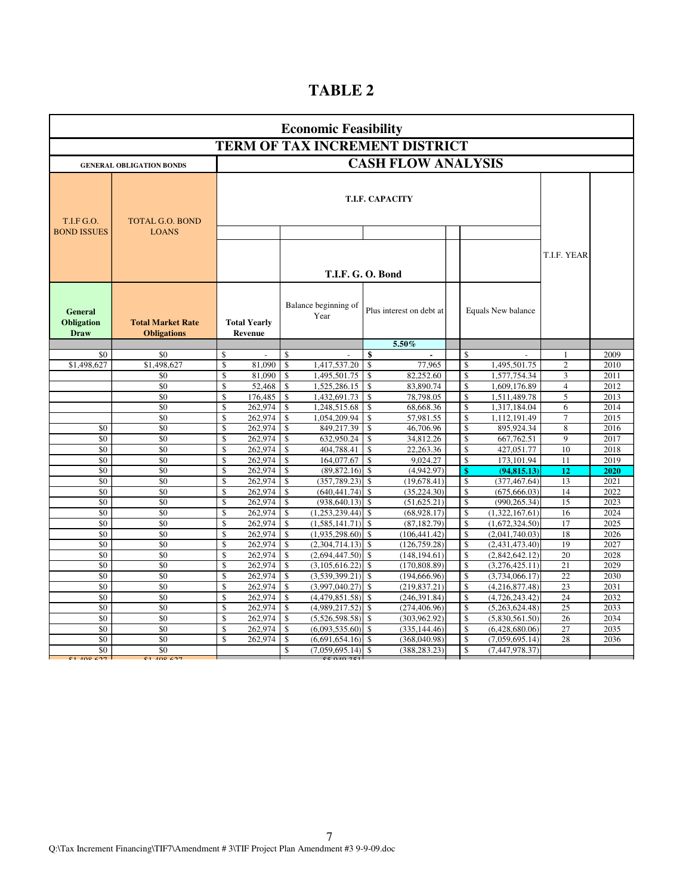# TABLE 2

| Economic Feasibility | | | | | | | | |
|---|---|---|---|---|---|---|---|---|
| TERM OF TAX INCREMENT DISTRICT | | | | | | | | |
| GENERAL OBLIGATION BONDS | | CASH FLOW ANALYSIS | | | | | | |
| T.I.F G.O. BOND ISSUES | TOTAL G.O. BOND LOANS | T.I.F. CAPACITY | | | | | T.I.F. YEAR | |
| | | | T.I.F. G. O. Bond | | | | | |
| General Obligation Draw | Total Market Rate Obligations | Total Yearly Revenue | Balance beginning of Year | Plus interest on debt at | | Equals New balance | | |
| | | | | 5.50% | | | | |
| $0 | $0 | $ - | $ - | $ - | | $ - | 1 | 2009 |
| $1,498,627 | $1,498,627 | $ 81,090 | $ 1,417,537.20 | $ 77,965 | | $ 1,495,501.75 | 2 | 2010 |
| | $0 | $ 81,090 | $ 1,495,501.75 | $ 82,252.60 | | $ 1,577,754.34 | 3 | 2011 |
| | $0 | $ 52,468 | $ 1,525,286.15 | $ 83,890.74 | | $ 1,609,176.89 | 4 | 2012 |
| | $0 | $ 176,485 | $ 1,432,691.73 | $ 78,798.05 | | $ 1,511,489.78 | 5 | 2013 |
| | $0 | $ 262,974 | $ 1,248,515.68 | $ 68,668.36 | | $ 1,317,184.04 | 6 | 2014 |
| | $0 | $ 262,974 | $ 1,054,209.94 | $ 57,981.55 | | $ 1,112,191.49 | 7 | 2015 |
| $0 | $0 | $ 262,974 | $ 849,217.39 | $ 46,706.96 | | $ 895,924.34 | 8 | 2016 |
| $0 | $0 | $ 262,974 | $ 632,950.24 | $ 34,812.26 | | $ 667,762.51 | 9 | 2017 |
| $0 | $0 | $ 262,974 | $ 404,788.41 | $ 22,263.36 | | $ 427,051.77 | 10 | 2018 |
| $0 | $0 | $ 262,974 | $ 164,077.67 | $ 9,024.27 | | $ 173,101.94 | 11 | 2019 |
| $0 | $0 | $ 262,974 | $ (89,872.16) | $ (4,942.97) | | **$ (94,815.13)** | **12** | **2020** |
| $0 | $0 | $ 262,974 | $ (357,789.23) | $ (19,678.41) | | $ (377,467.64) | 13 | 2021 |
| $0 | $0 | $ 262,974 | $ (640,441.74) | $ (35,224.30) | | $ (675,666.03) | 14 | 2022 |
| $0 | $0 | $ 262,974 | $ (938,640.13) | $ (51,625.21) | | $ (990,265.34) | 15 | 2023 |
| $0 | $0 | $ 262,974 | $ (1,253,239.44) | $ (68,928.17) | | $ (1,322,167.61) | 16 | 2024 |
| $0 | $0 | $ 262,974 | $ (1,585,141.71) | $ (87,182.79) | | $ (1,672,324.50) | 17 | 2025 |
| $0 | $0 | $ 262,974 | $ (1,935,298.60) | $ (106,441.42) | | $ (2,041,740.03) | 18 | 2026 |
| $0 | $0 | $ 262,974 | $ (2,304,714.13) | $ (126,759.28) | | $ (2,431,473.40) | 19 | 2027 |
| $0 | $0 | $ 262,974 | $ (2,694,447.50) | $ (148,194.61) | | $ (2,842,642.12) | 20 | 2028 |
| $0 | $0 | $ 262,974 | $ (3,105,616.22) | $ (170,808.89) | | $ (3,276,425.11) | 21 | 2029 |
| $0 | $0 | $ 262,974 | $ (3,539,399.21) | $ (194,666.96) | | $ (3,734,066.17) | 22 | 2030 |
| $0 | $0 | $ 262,974 | $ (3,997,040.27) | $ (219,837.21) | | $ (4,216,877.48) | 23 | 2031 |
| $0 | $0 | $ 262,974 | $ (4,479,851.58) | $ (246,391.84) | | $ (4,726,243.42) | 24 | 2032 |
| $0 | $0 | $ 262,974 | $ (4,989,217.52) | $ (274,406.96) | | $ (5,263,624.48) | 25 | 2033 |
| $0 | $0 | $ 262,974 | $ (5,526,598.58) | $ (303,962.92) | | $ (5,830,561.50) | 26 | 2034 |
| $0 | $0 | $ 262,974 | $ (6,093,535.60) | $ (335,144.46) | | $ (6,428,680.06) | 27 | 2035 |
| $0 | $0 | $ 262,974 | $ (6,691,654.16) | $ (368,040.98) | | $ (7,059,695.14) | 28 | 2036 |
| $0 | $0 | | $ (7,059,695.14) | $ (388,283.23) | | $ (7,447,978.37) | | |
| $1,498,627 | $1,498,627 | | | $5,040,251 | | | | |

Q:\Tax Increment Financing\TIF7\Amendment # 3\TIF Project Plan Amendment #3 9-9-09.doc